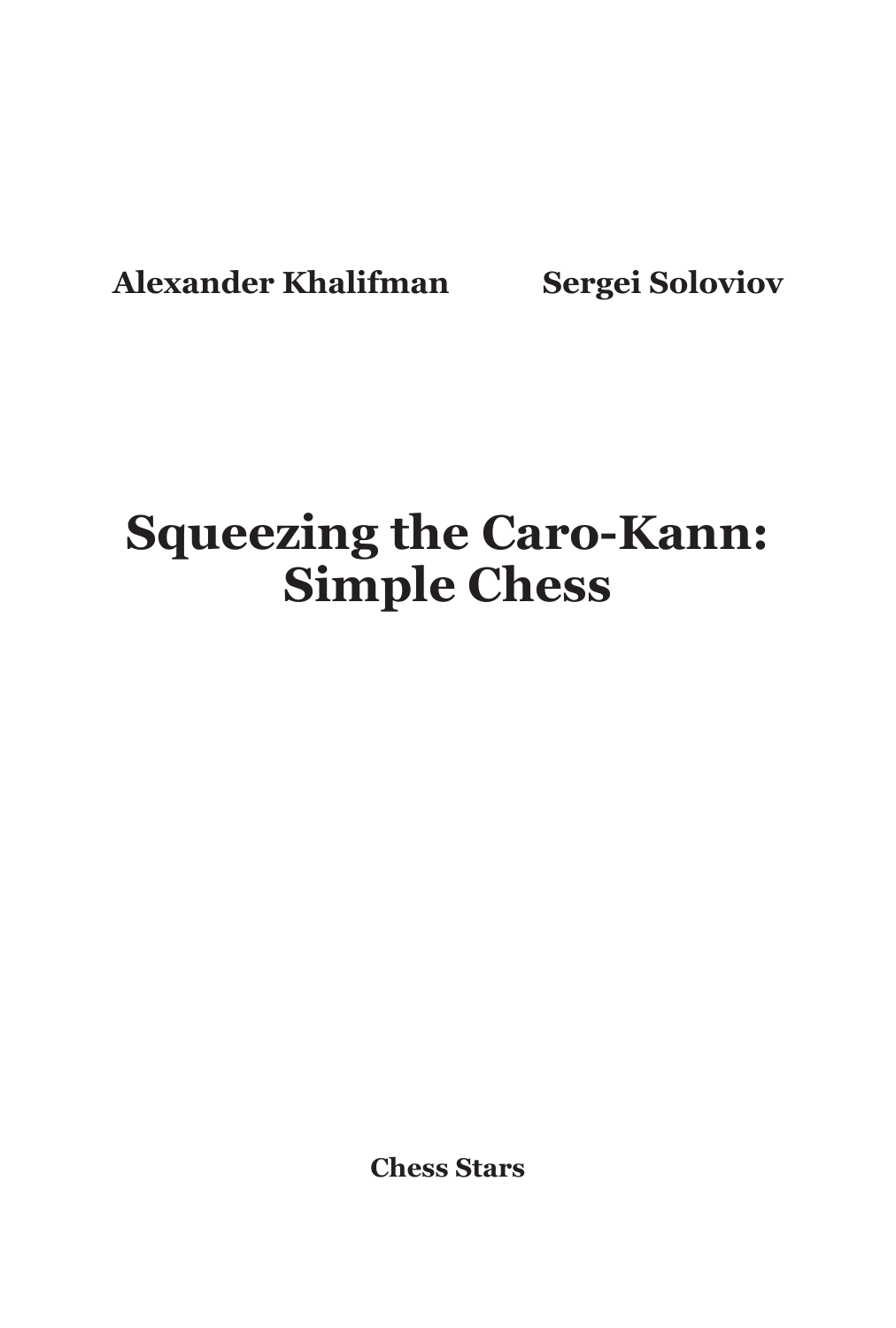**Alexander Khalifman** **Sergei Soloviov**

# Squeezing the Caro-Kann: Simple Chess

**Chess Stars**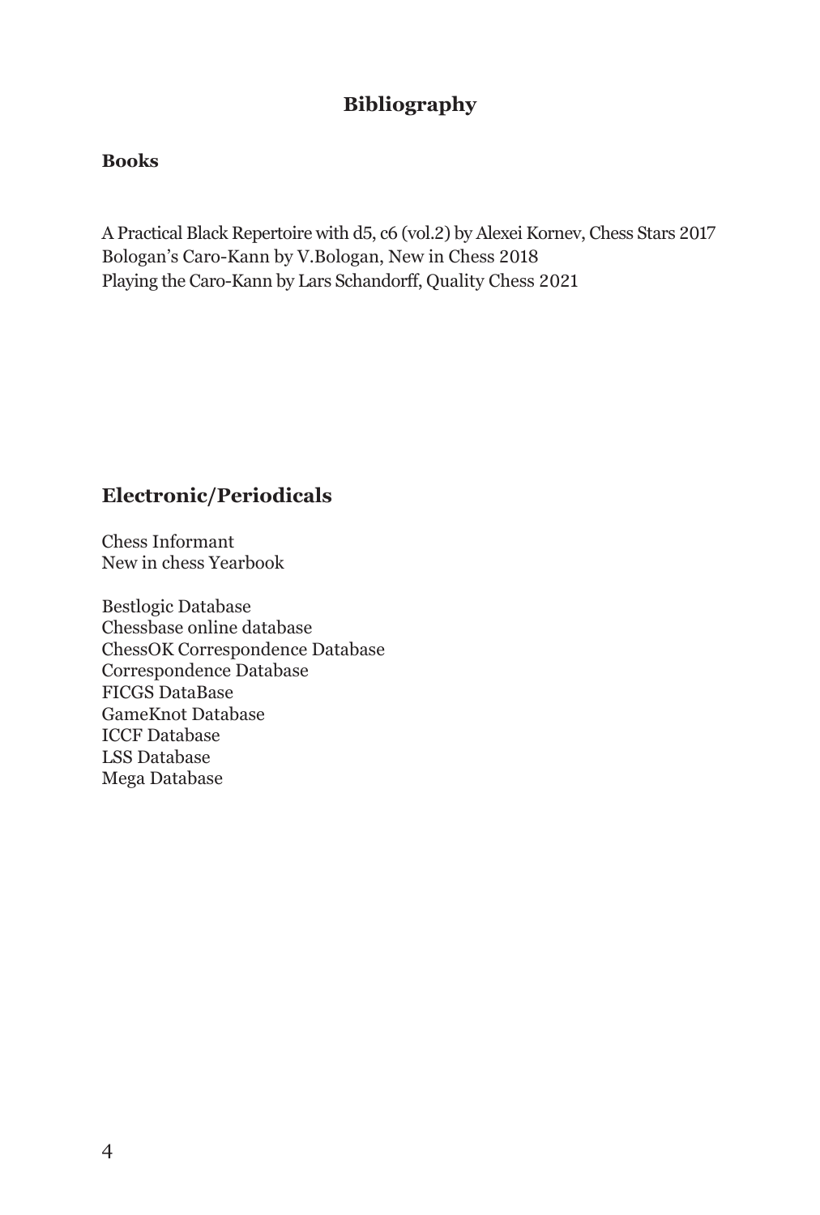# Bibliography

### Books

A Practical Black Repertoire with d5, c6 (vol.2) by Alexei Kornev, Chess Stars 2017
Bologan's Caro-Kann by V.Bologan, New in Chess 2018
Playing the Caro-Kann by Lars Schandorff, Quality Chess 2021

## Electronic/Periodicals

Chess Informant
New in chess Yearbook

Bestlogic Database
Chessbase online database
ChessOK Correspondence Database
Correspondence Database
FICGS DataBase
GameKnot Database
ICCF Database
LSS Database
Mega Database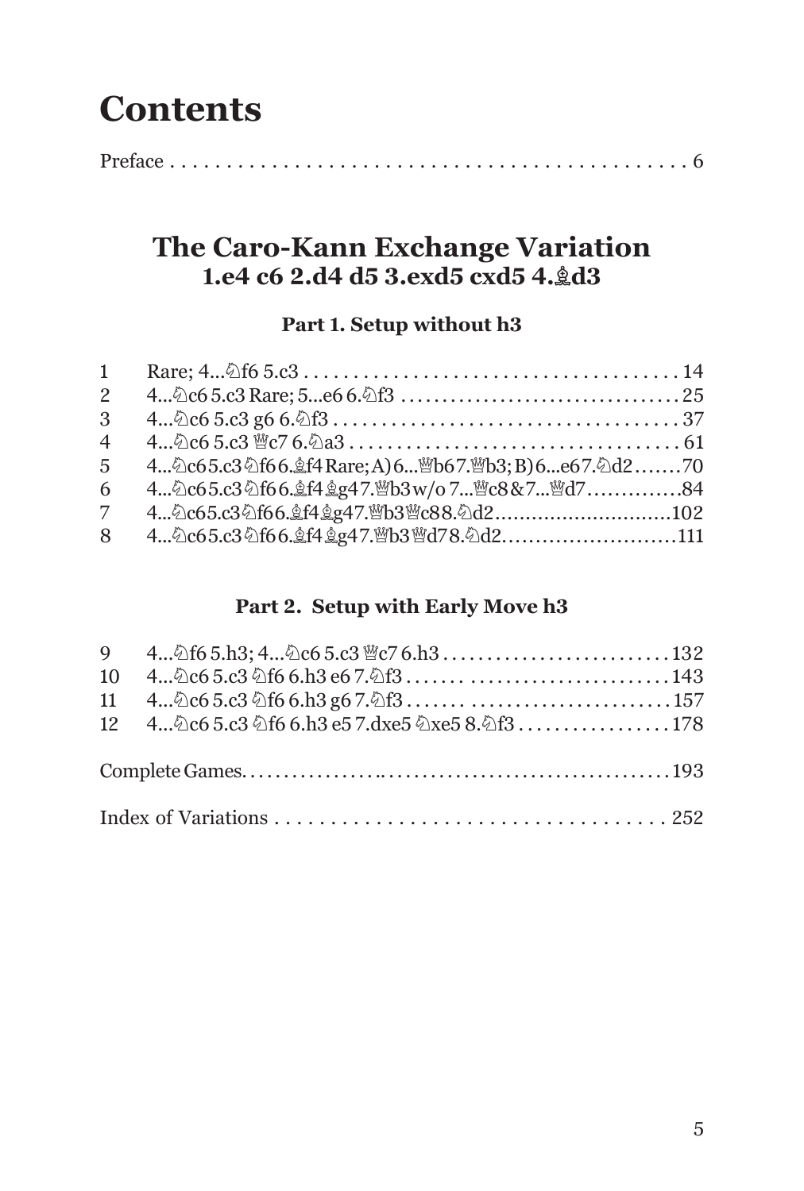# Contents

Preface . . . . . . . . . . . . . . . . . . . . . . . . . . . . . . . . . . . . . . . . . . . . . . . 6

## The Caro-Kann Exchange Variation
### 1.e4 c6 2.d4 d5 3.exd5 cxd5 4.♗d3

#### Part 1. Setup without h3

| | | |
|---|---|---|
| 1 | Rare; 4...♘f6 5.c3 | 14 |
| 2 | 4...♘c6 5.c3 Rare; 5...e6 6.♘f3 | 25 |
| 3 | 4...♘c6 5.c3 g6 6.♘f3 | 37 |
| 4 | 4...♘c6 5.c3 ♕c7 6.♘a3 | 61 |
| 5 | 4...♘c6 5.c3 ♘f6 6.♗f4 Rare; A) 6...♕b6 7.♕b3; B) 6...e6 7.♘d2 | 70 |
| 6 | 4...♘c6 5.c3 ♘f6 6.♗f4 ♗g4 7.♕b3 w/o 7...♕c8 & 7...♕d7 | 84 |
| 7 | 4...♘c6 5.c3 ♘f6 6.♗f4 ♗g4 7.♕b3 ♕c8 8.♘d2 | 102 |
| 8 | 4...♘c6 5.c3 ♘f6 6.♗f4 ♗g4 7.♕b3 ♕d7 8.♘d2 | 111 |

#### Part 2. Setup with Early Move h3

| | | |
|---|---|---|
| 9 | 4...♘f6 5.h3; 4...♘c6 5.c3 ♕c7 6.h3 | 132 |
| 10 | 4...♘c6 5.c3 ♘f6 6.h3 e6 7.♘f3 | 143 |
| 11 | 4...♘c6 5.c3 ♘f6 6.h3 g6 7.♘f3 | 157 |
| 12 | 4...♘c6 5.c3 ♘f6 6.h3 e5 7.dxe5 ♘xe5 8.♘f3 | 178 |

Complete Games. . . . . . . . . . . . . . . . . . . . . . . . . . . . . . . . . . . . . . . . . . 193

Index of Variations . . . . . . . . . . . . . . . . . . . . . . . . . . . . . . . . . . . . . 252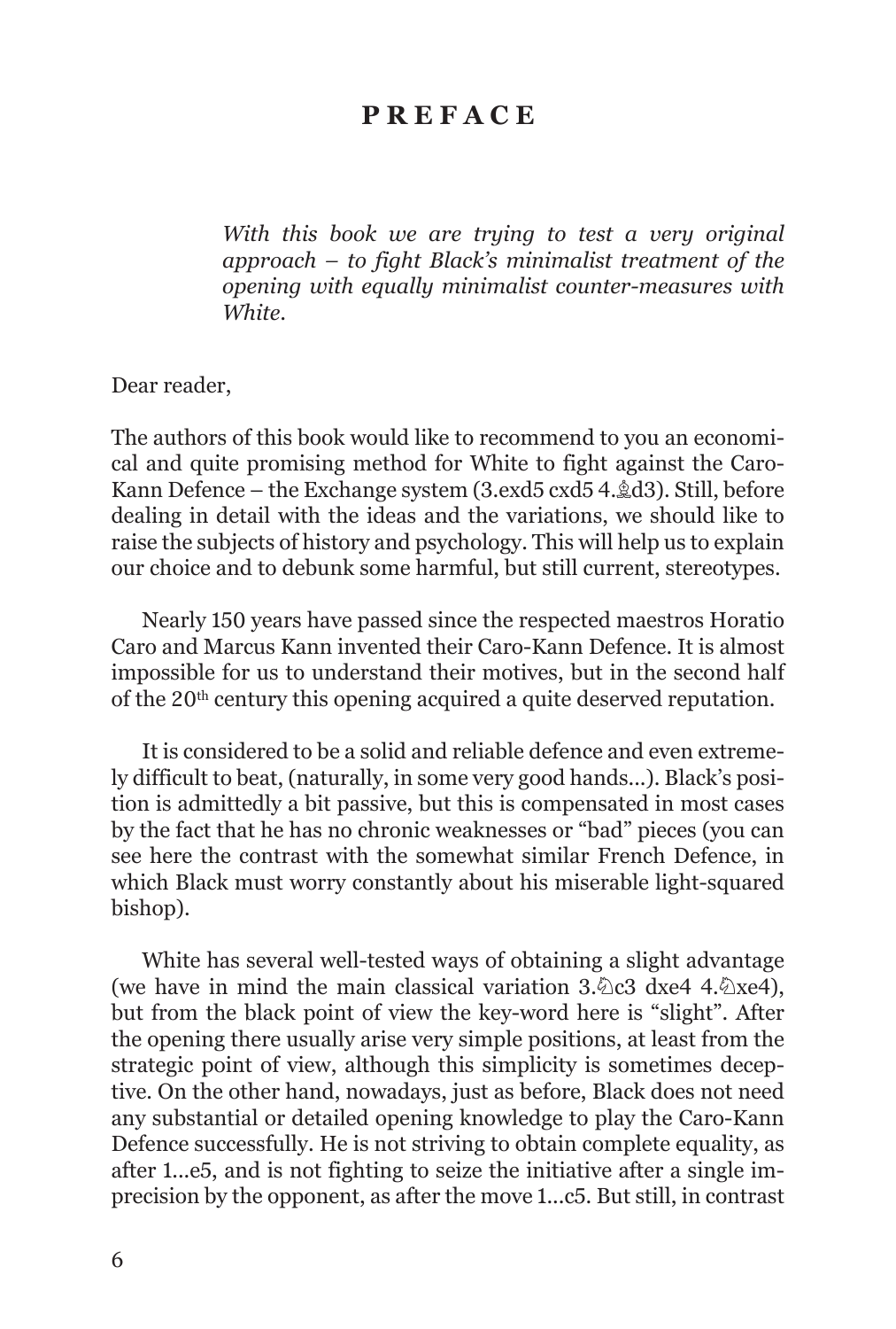# PREFACE

*With this book we are trying to test a very original approach – to fight Black's minimalist treatment of the opening with equally minimalist counter-measures with White.*

Dear reader,

The authors of this book would like to recommend to you an economical and quite promising method for White to fight against the Caro-Kann Defence – the Exchange system (3.exd5 cxd5 4.♗d3). Still, before dealing in detail with the ideas and the variations, we should like to raise the subjects of history and psychology. This will help us to explain our choice and to debunk some harmful, but still current, stereotypes.

Nearly 150 years have passed since the respected maestros Horatio Caro and Marcus Kann invented their Caro-Kann Defence. It is almost impossible for us to understand their motives, but in the second half of the 20th century this opening acquired a quite deserved reputation.

It is considered to be a solid and reliable defence and even extremely difficult to beat, (naturally, in some very good hands...). Black's position is admittedly a bit passive, but this is compensated in most cases by the fact that he has no chronic weaknesses or "bad" pieces (you can see here the contrast with the somewhat similar French Defence, in which Black must worry constantly about his miserable light-squared bishop).

White has several well-tested ways of obtaining a slight advantage (we have in mind the main classical variation 3.♘c3 dxe4 4.♘xe4), but from the black point of view the key-word here is "slight". After the opening there usually arise very simple positions, at least from the strategic point of view, although this simplicity is sometimes deceptive. On the other hand, nowadays, just as before, Black does not need any substantial or detailed opening knowledge to play the Caro-Kann Defence successfully. He is not striving to obtain complete equality, as after 1...e5, and is not fighting to seize the initiative after a single imprecision by the opponent, as after the move 1...c5. But still, in contrast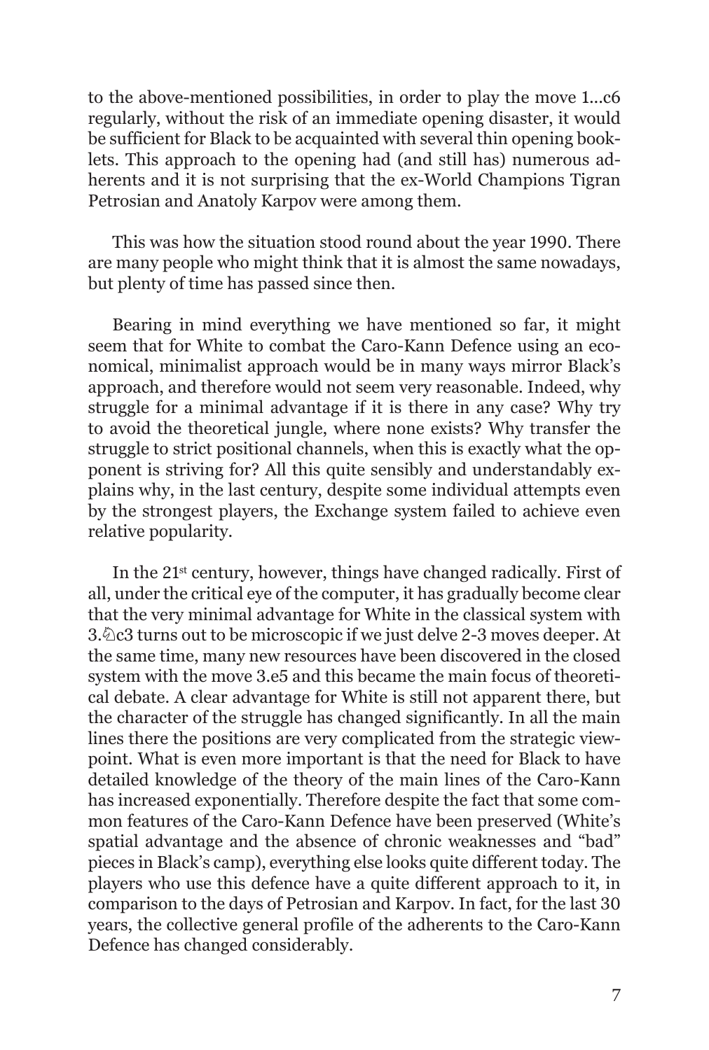to the above-mentioned possibilities, in order to play the move 1...c6 regularly, without the risk of an immediate opening disaster, it would be sufficient for Black to be acquainted with several thin opening booklets. This approach to the opening had (and still has) numerous adherents and it is not surprising that the ex-World Champions Tigran Petrosian and Anatoly Karpov were among them.

This was how the situation stood round about the year 1990. There are many people who might think that it is almost the same nowadays, but plenty of time has passed since then.

Bearing in mind everything we have mentioned so far, it might seem that for White to combat the Caro-Kann Defence using an economical, minimalist approach would be in many ways mirror Black's approach, and therefore would not seem very reasonable. Indeed, why struggle for a minimal advantage if it is there in any case? Why try to avoid the theoretical jungle, where none exists? Why transfer the struggle to strict positional channels, when this is exactly what the opponent is striving for? All this quite sensibly and understandably explains why, in the last century, despite some individual attempts even by the strongest players, the Exchange system failed to achieve even relative popularity.

In the 21st century, however, things have changed radically. First of all, under the critical eye of the computer, it has gradually become clear that the very minimal advantage for White in the classical system with 3.♘c3 turns out to be microscopic if we just delve 2-3 moves deeper. At the same time, many new resources have been discovered in the closed system with the move 3.e5 and this became the main focus of theoretical debate. A clear advantage for White is still not apparent there, but the character of the struggle has changed significantly. In all the main lines there the positions are very complicated from the strategic viewpoint. What is even more important is that the need for Black to have detailed knowledge of the theory of the main lines of the Caro-Kann has increased exponentially. Therefore despite the fact that some common features of the Caro-Kann Defence have been preserved (White's spatial advantage and the absence of chronic weaknesses and "bad" pieces in Black's camp), everything else looks quite different today. The players who use this defence have a quite different approach to it, in comparison to the days of Petrosian and Karpov. In fact, for the last 30 years, the collective general profile of the adherents to the Caro-Kann Defence has changed considerably.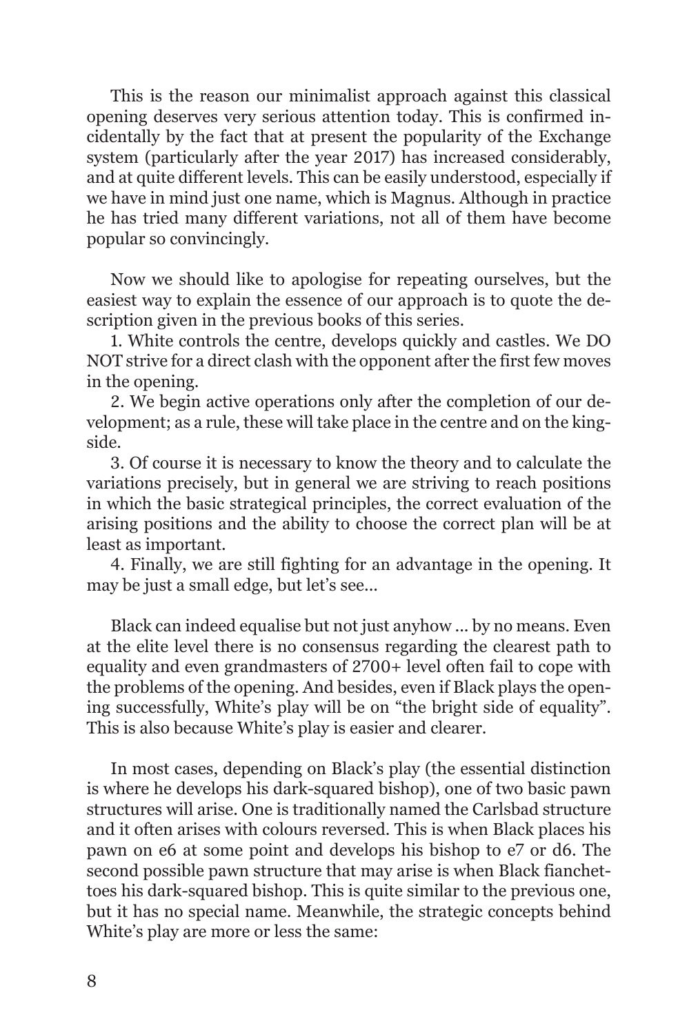This is the reason our minimalist approach against this classical opening deserves very serious attention today. This is confirmed incidentally by the fact that at present the popularity of the Exchange system (particularly after the year 2017) has increased considerably, and at quite different levels. This can be easily understood, especially if we have in mind just one name, which is Magnus. Although in practice he has tried many different variations, not all of them have become popular so convincingly.

Now we should like to apologise for repeating ourselves, but the easiest way to explain the essence of our approach is to quote the description given in the previous books of this series.

1. White controls the centre, develops quickly and castles. We DO NOT strive for a direct clash with the opponent after the first few moves in the opening.

2. We begin active operations only after the completion of our development; as a rule, these will take place in the centre and on the kingside.

3. Of course it is necessary to know the theory and to calculate the variations precisely, but in general we are striving to reach positions in which the basic strategical principles, the correct evaluation of the arising positions and the ability to choose the correct plan will be at least as important.

4. Finally, we are still fighting for an advantage in the opening. It may be just a small edge, but let's see...

Black can indeed equalise but not just anyhow ... by no means. Even at the elite level there is no consensus regarding the clearest path to equality and even grandmasters of 2700+ level often fail to cope with the problems of the opening. And besides, even if Black plays the opening successfully, White's play will be on "the bright side of equality". This is also because White's play is easier and clearer.

In most cases, depending on Black's play (the essential distinction is where he develops his dark-squared bishop), one of two basic pawn structures will arise. One is traditionally named the Carlsbad structure and it often arises with colours reversed. This is when Black places his pawn on e6 at some point and develops his bishop to e7 or d6. The second possible pawn structure that may arise is when Black fianchettoes his dark-squared bishop. This is quite similar to the previous one, but it has no special name. Meanwhile, the strategic concepts behind White's play are more or less the same: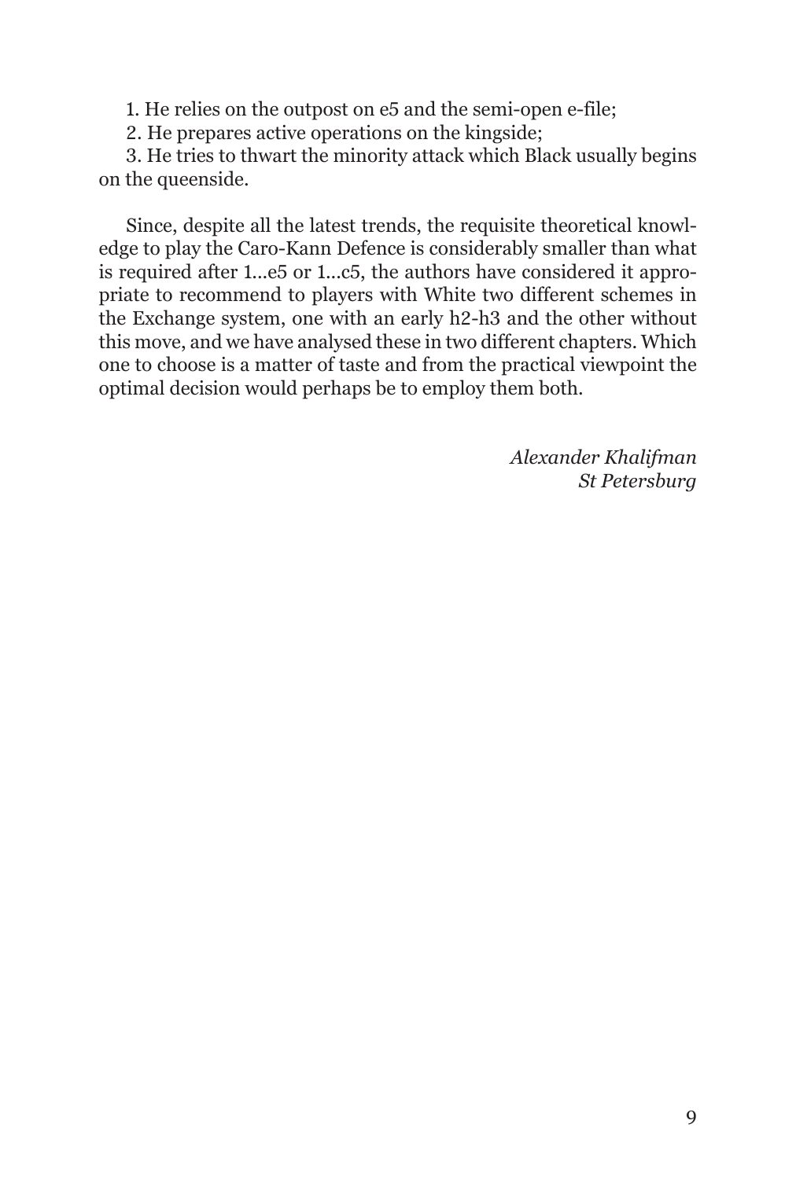1. He relies on the outpost on e5 and the semi-open e-file;

2. He prepares active operations on the kingside;

3. He tries to thwart the minority attack which Black usually begins on the queenside.

Since, despite all the latest trends, the requisite theoretical knowledge to play the Caro-Kann Defence is considerably smaller than what is required after 1...e5 or 1...c5, the authors have considered it appropriate to recommend to players with White two different schemes in the Exchange system, one with an early h2-h3 and the other without this move, and we have analysed these in two different chapters. Which one to choose is a matter of taste and from the practical viewpoint the optimal decision would perhaps be to employ them both.

*Alexander Khalifman*
*St Petersburg*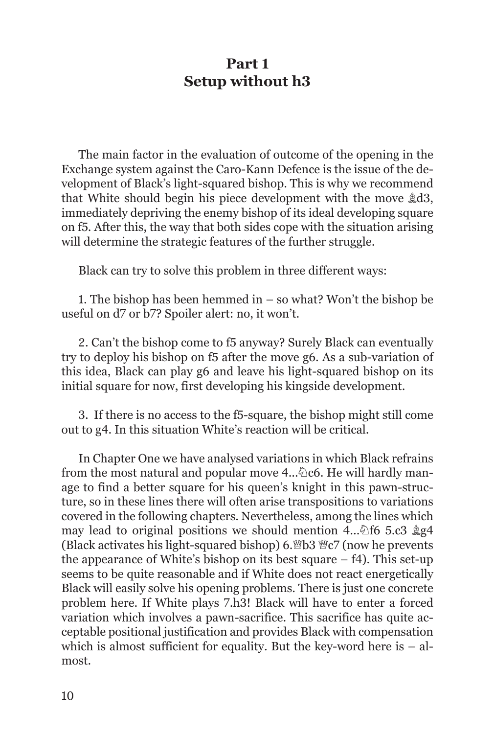# Part 1
# Setup without h3

The main factor in the evaluation of outcome of the opening in the Exchange system against the Caro-Kann Defence is the issue of the development of Black's light-squared bishop. This is why we recommend that White should begin his piece development with the move ♗d3, immediately depriving the enemy bishop of its ideal developing square on f5. After this, the way that both sides cope with the situation arising will determine the strategic features of the further struggle.

Black can try to solve this problem in three different ways:

1. The bishop has been hemmed in – so what? Won't the bishop be useful on d7 or b7? Spoiler alert: no, it won't.

2. Can't the bishop come to f5 anyway? Surely Black can eventually try to deploy his bishop on f5 after the move g6. As a sub-variation of this idea, Black can play g6 and leave his light-squared bishop on its initial square for now, first developing his kingside development.

3. If there is no access to the f5-square, the bishop might still come out to g4. In this situation White's reaction will be critical.

In Chapter One we have analysed variations in which Black refrains from the most natural and popular move 4...♘c6. He will hardly manage to find a better square for his queen's knight in this pawn-structure, so in these lines there will often arise transpositions to variations covered in the following chapters. Nevertheless, among the lines which may lead to original positions we should mention 4...♘f6 5.c3 ♗g4 (Black activates his light-squared bishop) 6.♕b3 ♕c7 (now he prevents the appearance of White's bishop on its best square – f4). This set-up seems to be quite reasonable and if White does not react energetically Black will easily solve his opening problems. There is just one concrete problem here. If White plays 7.h3! Black will have to enter a forced variation which involves a pawn-sacrifice. This sacrifice has quite acceptable positional justification and provides Black with compensation which is almost sufficient for equality. But the key-word here is – almost.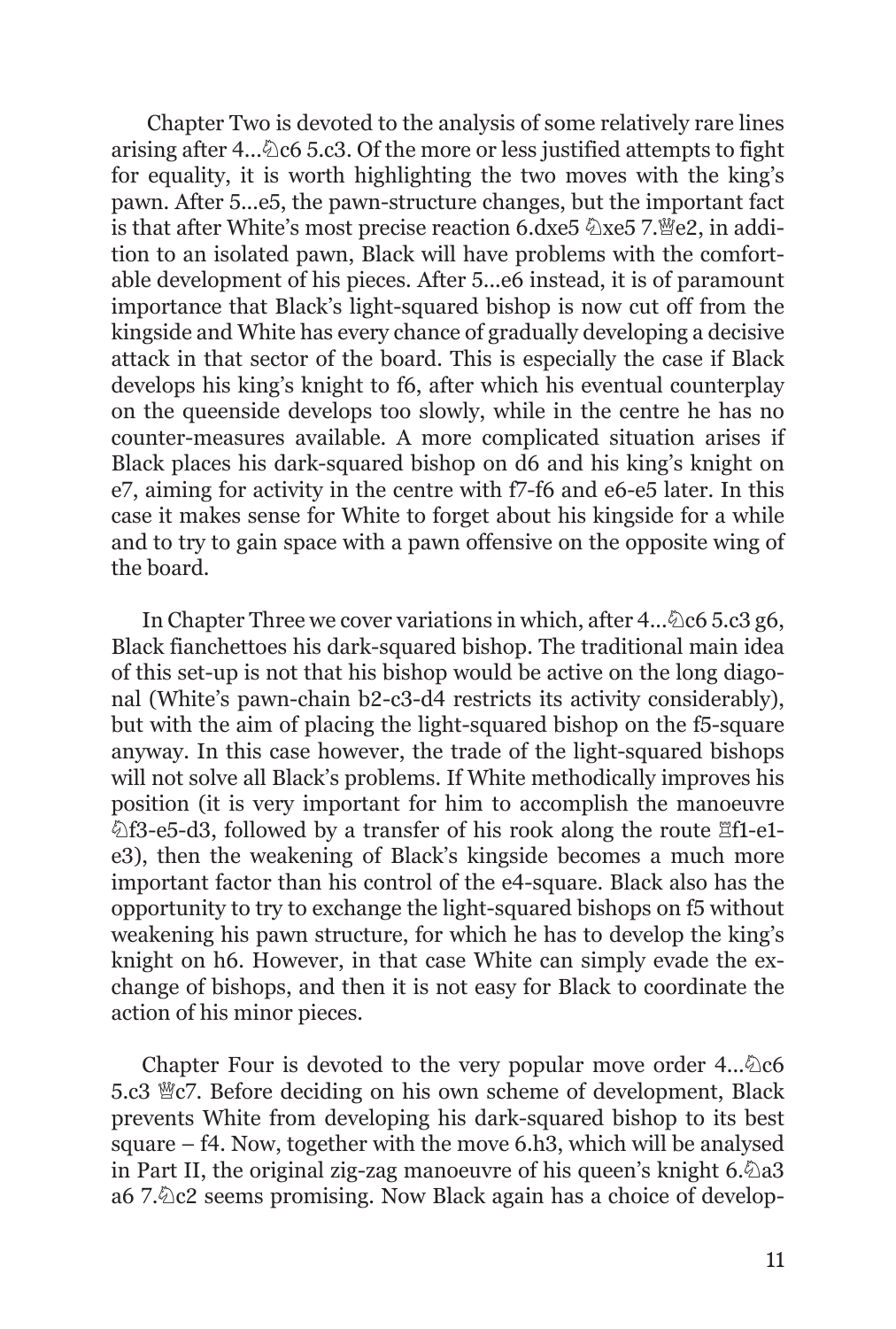Chapter Two is devoted to the analysis of some relatively rare lines arising after 4...♘c6 5.c3. Of the more or less justified attempts to fight for equality, it is worth highlighting the two moves with the king's pawn. After 5...e5, the pawn-structure changes, but the important fact is that after White's most precise reaction 6.dxe5 ♘xe5 7.♕e2, in addition to an isolated pawn, Black will have problems with the comfortable development of his pieces. After 5...e6 instead, it is of paramount importance that Black's light-squared bishop is now cut off from the kingside and White has every chance of gradually developing a decisive attack in that sector of the board. This is especially the case if Black develops his king's knight to f6, after which his eventual counterplay on the queenside develops too slowly, while in the centre he has no counter-measures available. A more complicated situation arises if Black places his dark-squared bishop on d6 and his king's knight on e7, aiming for activity in the centre with f7-f6 and e6-e5 later. In this case it makes sense for White to forget about his kingside for a while and to try to gain space with a pawn offensive on the opposite wing of the board.

In Chapter Three we cover variations in which, after 4...♘c6 5.c3 g6, Black fianchettoes his dark-squared bishop. The traditional main idea of this set-up is not that his bishop would be active on the long diagonal (White's pawn-chain b2-c3-d4 restricts its activity considerably), but with the aim of placing the light-squared bishop on the f5-square anyway. In this case however, the trade of the light-squared bishops will not solve all Black's problems. If White methodically improves his position (it is very important for him to accomplish the manoeuvre ♘f3-e5-d3, followed by a transfer of his rook along the route ♖f1-e1-e3), then the weakening of Black's kingside becomes a much more important factor than his control of the e4-square. Black also has the opportunity to try to exchange the light-squared bishops on f5 without weakening his pawn structure, for which he has to develop the king's knight on h6. However, in that case White can simply evade the exchange of bishops, and then it is not easy for Black to coordinate the action of his minor pieces.

Chapter Four is devoted to the very popular move order 4...♘c6 5.c3 ♕c7. Before deciding on his own scheme of development, Black prevents White from developing his dark-squared bishop to its best square – f4. Now, together with the move 6.h3, which will be analysed in Part II, the original zig-zag manoeuvre of his queen's knight 6.♘a3 a6 7.♘c2 seems promising. Now Black again has a choice of develop-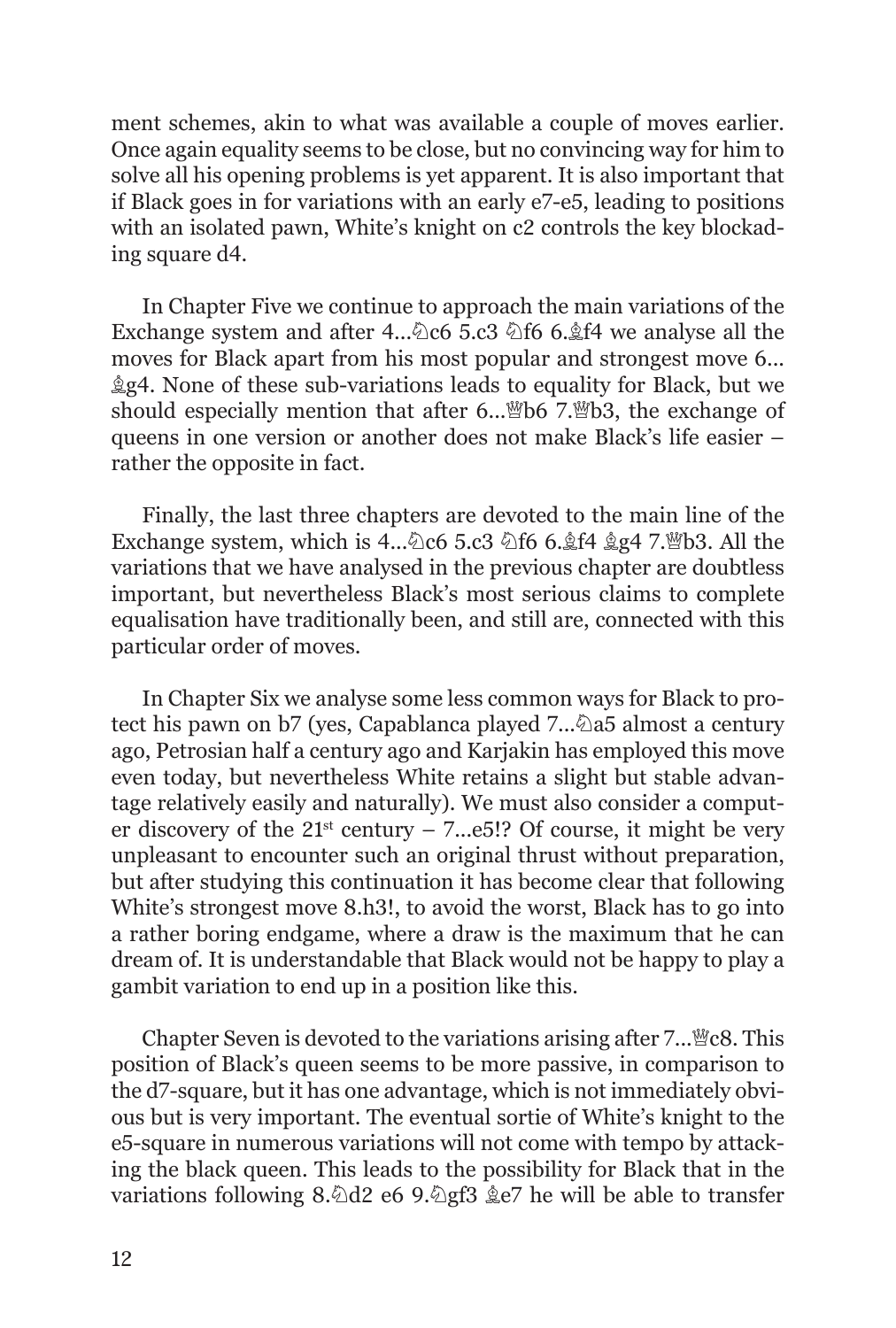ment schemes, akin to what was available a couple of moves earlier. Once again equality seems to be close, but no convincing way for him to solve all his opening problems is yet apparent. It is also important that if Black goes in for variations with an early e7-e5, leading to positions with an isolated pawn, White's knight on c2 controls the key blockading square d4.

In Chapter Five we continue to approach the main variations of the Exchange system and after 4...♘c6 5.c3 ♘f6 6.♗f4 we analyse all the moves for Black apart from his most popular and strongest move 6... ♗g4. None of these sub-variations leads to equality for Black, but we should especially mention that after 6...♕b6 7.♕b3, the exchange of queens in one version or another does not make Black's life easier – rather the opposite in fact.

Finally, the last three chapters are devoted to the main line of the Exchange system, which is 4...♘c6 5.c3 ♘f6 6.♗f4 ♗g4 7.♕b3. All the variations that we have analysed in the previous chapter are doubtless important, but nevertheless Black's most serious claims to complete equalisation have traditionally been, and still are, connected with this particular order of moves.

In Chapter Six we analyse some less common ways for Black to protect his pawn on b7 (yes, Capablanca played 7...♘a5 almost a century ago, Petrosian half a century ago and Karjakin has employed this move even today, but nevertheless White retains a slight but stable advantage relatively easily and naturally). We must also consider a computer discovery of the 21st century – 7...e5!? Of course, it might be very unpleasant to encounter such an original thrust without preparation, but after studying this continuation it has become clear that following White's strongest move 8.h3!, to avoid the worst, Black has to go into a rather boring endgame, where a draw is the maximum that he can dream of. It is understandable that Black would not be happy to play a gambit variation to end up in a position like this.

Chapter Seven is devoted to the variations arising after 7...♕c8. This position of Black's queen seems to be more passive, in comparison to the d7-square, but it has one advantage, which is not immediately obvious but is very important. The eventual sortie of White's knight to the e5-square in numerous variations will not come with tempo by attacking the black queen. This leads to the possibility for Black that in the variations following 8.♘d2 e6 9.♘gf3 ♗e7 he will be able to transfer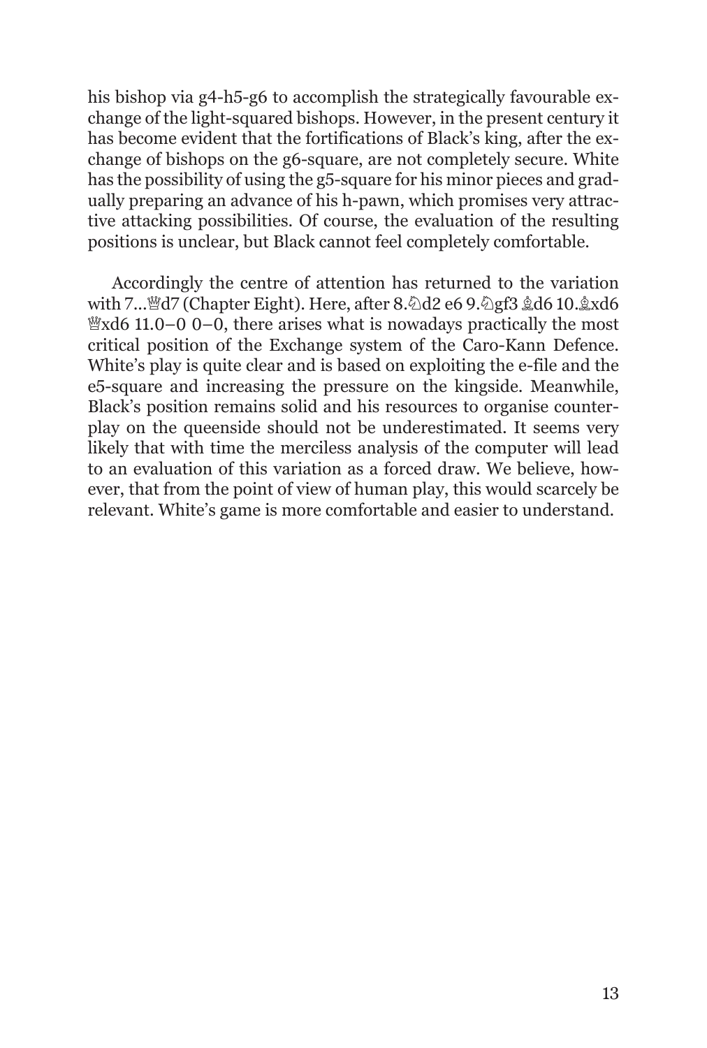his bishop via g4-h5-g6 to accomplish the strategically favourable exchange of the light-squared bishops. However, in the present century it has become evident that the fortifications of Black's king, after the exchange of bishops on the g6-square, are not completely secure. White has the possibility of using the g5-square for his minor pieces and gradually preparing an advance of his h-pawn, which promises very attractive attacking possibilities. Of course, the evaluation of the resulting positions is unclear, but Black cannot feel completely comfortable.

Accordingly the centre of attention has returned to the variation with 7...♕d7 (Chapter Eight). Here, after 8.♘d2 e6 9.♘gf3 ♗d6 10.♗xd6 ♕xd6 11.0–0 0–0, there arises what is nowadays practically the most critical position of the Exchange system of the Caro-Kann Defence. White's play is quite clear and is based on exploiting the e-file and the e5-square and increasing the pressure on the kingside. Meanwhile, Black's position remains solid and his resources to organise counterplay on the queenside should not be underestimated. It seems very likely that with time the merciless analysis of the computer will lead to an evaluation of this variation as a forced draw. We believe, however, that from the point of view of human play, this would scarcely be relevant. White's game is more comfortable and easier to understand.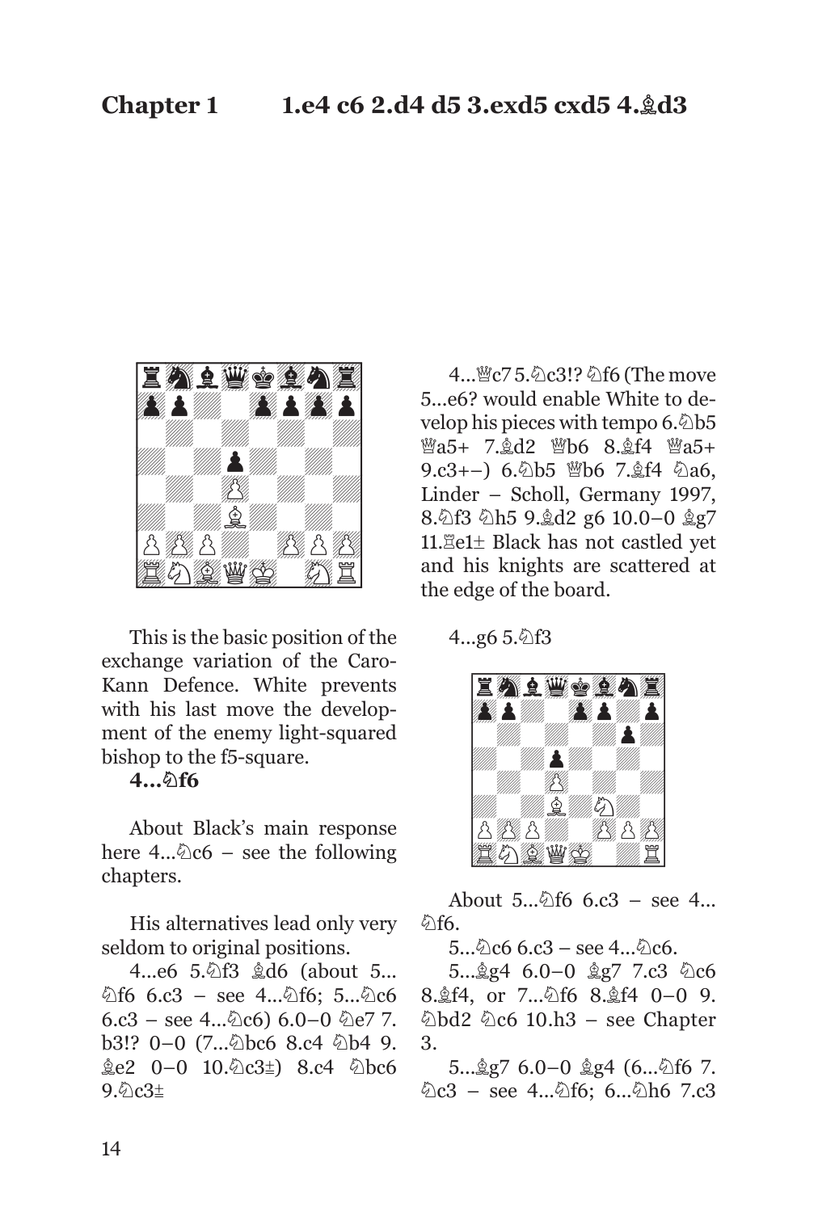# Chapter 1 1.e4 c6 2.d4 d5 3.exd5 cxd5 4.♗d3

This is the basic position of the exchange variation of the Caro-Kann Defence. White prevents with his last move the development of the enemy light-squared bishop to the f5-square.

**4...♘f6**

About Black's main response here 4...♘c6 – see the following chapters.

His alternatives lead only very seldom to original positions.

4...e6 5.♘f3 ♗d6 (about 5...♘f6 6.c3 – see 4...♘f6; 5...♘c6 6.c3 – see 4...♘c6) 6.0–0 ♘e7 7.b3!? 0–0 (7...♘bc6 8.c4 ♘b4 9.♗e2 0–0 10.♘c3±) 8.c4 ♘bc6 9.♘c3±

4...♕c7 5.♘c3!? ♘f6 (The move 5...e6? would enable White to develop his pieces with tempo 6.♘b5 ♕a5+ 7.♗d2 ♕b6 8.♗f4 ♕a5+ 9.c3+–) 6.♘b5 ♕b6 7.♗f4 ♘a6, Linder – Scholl, Germany 1997, 8.♘f3 ♘h5 9.♗d2 g6 10.0–0 ♗g7 11.♖e1± Black has not castled yet and his knights are scattered at the edge of the board.

4...g6 5.♘f3

About 5...♘f6 6.c3 – see 4...♘f6.

5...♘c6 6.c3 – see 4...♘c6.

5...♗g4 6.0–0 ♗g7 7.c3 ♘c6 8.♗f4, or 7...♘f6 8.♗f4 0–0 9.♘bd2 ♘c6 10.h3 – see Chapter 3.

5...♗g7 6.0–0 ♗g4 (6...♘f6 7.♘c3 – see 4...♘f6; 6...♘h6 7.c3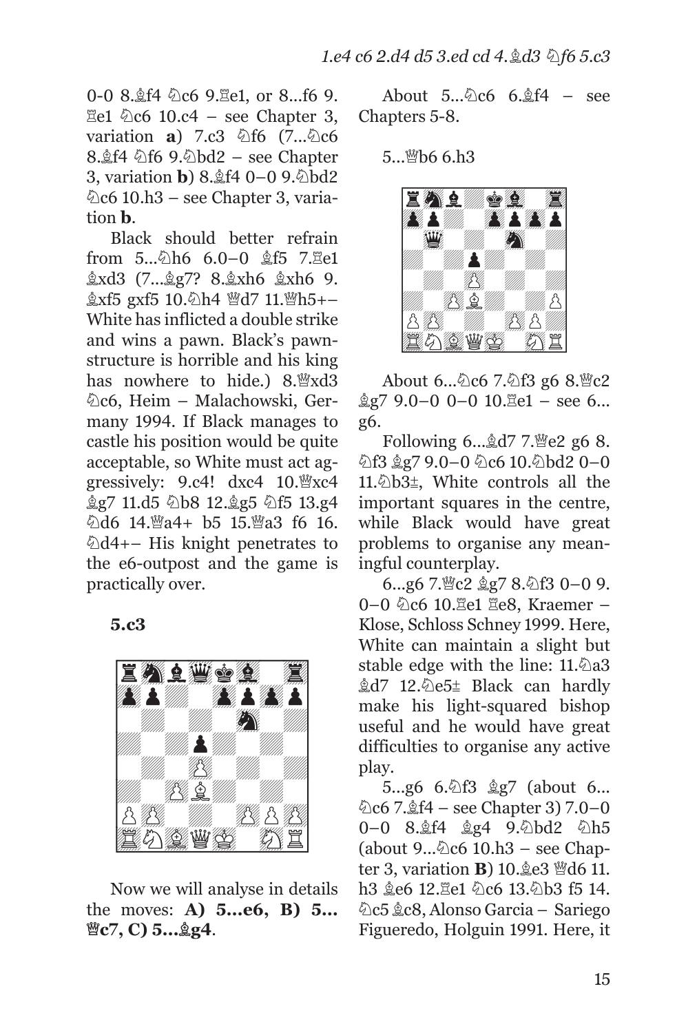0-0 8.♗f4 ♘c6 9.♖e1, or 8...f6 9. ♖e1 ♘c6 10.c4 – see Chapter 3, variation **a**) 7.c3 ♘f6 (7...♘c6 8.♗f4 ♘f6 9.♘bd2 – see Chapter 3, variation **b**) 8.♗f4 0–0 9.♘bd2 ♘c6 10.h3 – see Chapter 3, variation **b**.

Black should better refrain from 5...♘h6 6.0–0 ♗f5 7.♖e1 ♗xd3 (7...♗g7? 8.♗xh6 ♗xh6 9. ♗xf5 gxf5 10.♘h4 ♕d7 11.♕h5+– White has inflicted a double strike and wins a pawn. Black's pawn-structure is horrible and his king has nowhere to hide.) 8.♕xd3 ♘c6, Heim – Malachowski, Germany 1994. If Black manages to castle his position would be quite acceptable, so White must act aggressively: 9.c4! dxc4 10.♕xc4 ♗g7 11.d5 ♘b8 12.♗g5 ♘f5 13.g4 ♘d6 14.♕a4+ b5 15.♕a3 f6 16. ♘d4+– His knight penetrates to the e6-outpost and the game is practically over.

**5.c3**

Now we will analyse in details the moves: **A) 5...e6, B) 5... ♕c7, C) 5...♗g4**.

About 5...♘c6 6.♗f4 – see Chapters 5-8.

5...♕b6 6.h3

About 6...♘c6 7.♘f3 g6 8.♕c2 ♗g7 9.0–0 0–0 10.♖e1 – see 6... g6.

Following 6...♗d7 7.♕e2 g6 8. ♘f3 ♗g7 9.0–0 ♘c6 10.♘bd2 0–0 11.♘b3±, White controls all the important squares in the centre, while Black would have great problems to organise any meaningful counterplay.

6...g6 7.♕c2 ♗g7 8.♘f3 0–0 9. 0–0 ♘c6 10.♖e1 ♖e8, Kraemer – Klose, Schloss Schney 1999. Here, White can maintain a slight but stable edge with the line: 11.♘a3 ♗d7 12.♘e5± Black can hardly make his light-squared bishop useful and he would have great difficulties to organise any active play.

5...g6 6.♘f3 ♗g7 (about 6... ♘c6 7.♗f4 – see Chapter 3) 7.0–0 0–0 8.♗f4 ♗g4 9.♘bd2 ♘h5 (about 9...♘c6 10.h3 – see Chapter 3, variation **B**) 10.♗e3 ♕d6 11. h3 ♗e6 12.♖e1 ♘c6 13.♘b3 f5 14. ♘c5 ♗c8, Alonso Garcia – Sariego Figueredo, Holguin 1991. Here, it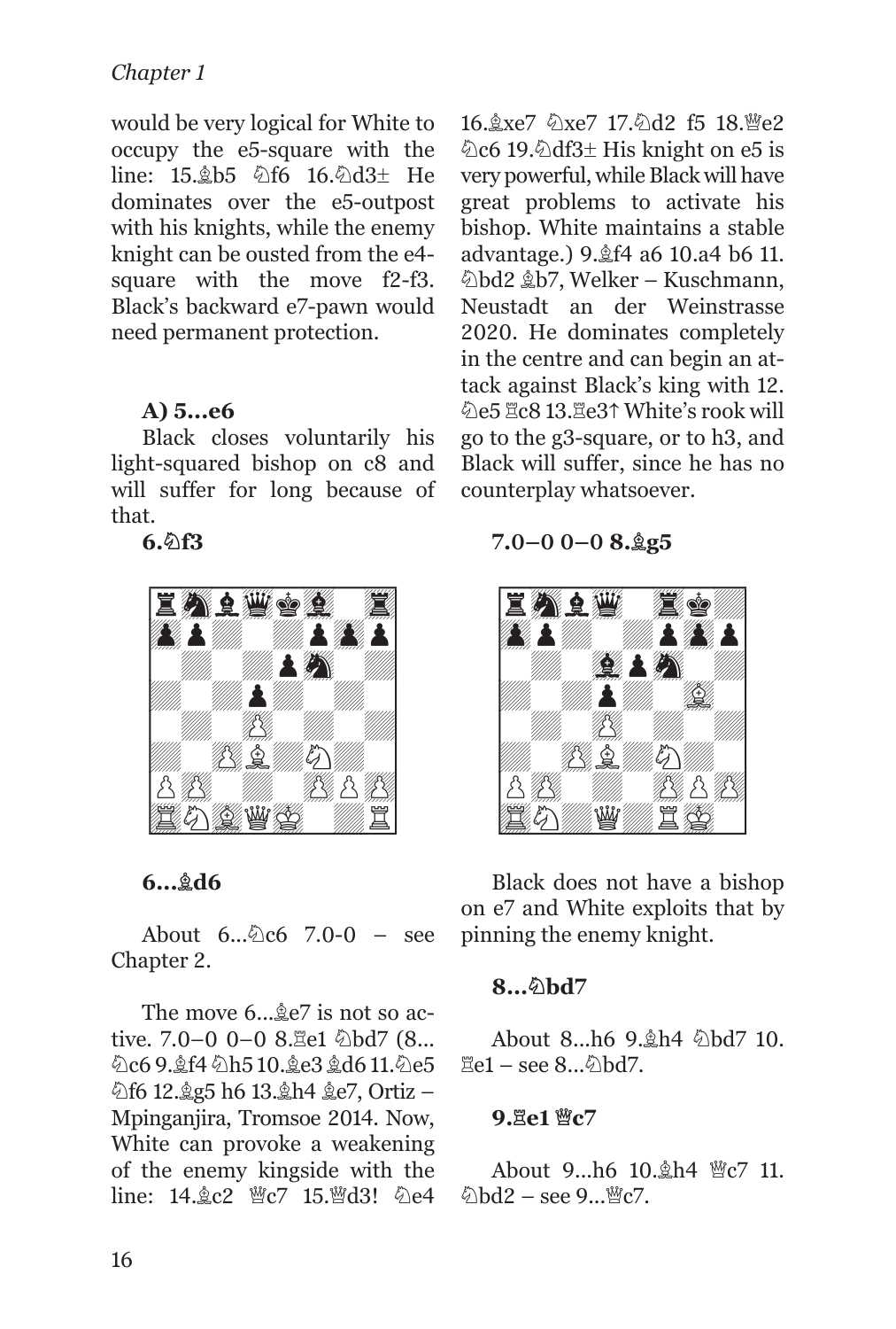would be very logical for White to occupy the e5-square with the line: 15.♗b5 ♘f6 16.♘d3± He dominates over the e5-outpost with his knights, while the enemy knight can be ousted from the e4-square with the move f2-f3. Black's backward e7-pawn would need permanent protection.

**A) 5...e6**

Black closes voluntarily his light-squared bishop on c8 and will suffer for long because of that.

**6.♘f3**

**6...♗d6**

About 6...♘c6 7.0-0 – see Chapter 2.

The move 6...♗e7 is not so active. 7.0–0 0–0 8.♖e1 ♘bd7 (8...♘c6 9.♗f4 ♘h5 10.♗e3 ♗d6 11.♘e5 ♘f6 12.♗g5 h6 13.♗h4 ♗e7, Ortiz – Mpinganjira, Tromsoe 2014. Now, White can provoke a weakening of the enemy kingside with the line: 14.♗c2 ♕c7 15.♕d3! ♘e4 16.♗xe7 ♘xe7 17.♘d2 f5 18.♕e2 ♘c6 19.♘df3± His knight on e5 is very powerful, while Black will have great problems to activate his bishop. White maintains a stable advantage.) 9.♗f4 a6 10.a4 b6 11.♘bd2 ♗b7, Welker – Kuschmann, Neustadt an der Weinstrasse 2020. He dominates completely in the centre and can begin an attack against Black's king with 12.♘e5 ♖c8 13.♖e3↑ White's rook will go to the g3-square, or to h3, and Black will suffer, since he has no counterplay whatsoever.

**7.0–0 0–0 8.♗g5**

Black does not have a bishop on e7 and White exploits that by pinning the enemy knight.

**8...♘bd7**

About 8...h6 9.♗h4 ♘bd7 10.♖e1 – see 8...♘bd7.

**9.♖e1 ♕c7**

About 9...h6 10.♗h4 ♕c7 11.♘bd2 – see 9...♕c7.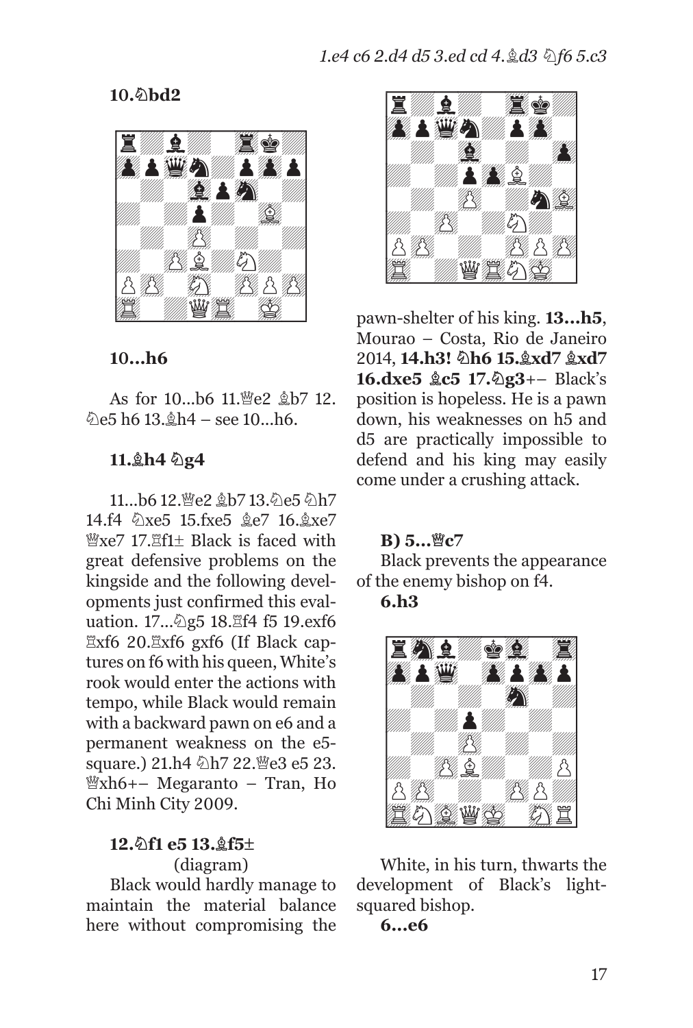**10.♘bd2**

**10...h6**

As for 10...b6 11.♕e2 ♗b7 12.♘e5 h6 13.♗h4 – see 10...h6.

**11.♗h4 ♘g4**

11...b6 12.♕e2 ♗b7 13.♘e5 ♘h7 14.f4 ♘xe5 15.fxe5 ♗e7 16.♗xe7 ♕xe7 17.♖f1± Black is faced with great defensive problems on the kingside and the following developments just confirmed this evaluation. 17...♘g5 18.♖f4 f5 19.exf6 ♖xf6 20.♖xf6 gxf6 (If Black captures on f6 with his queen, White's rook would enter the actions with tempo, while Black would remain with a backward pawn on e6 and a permanent weakness on the e5-square.) 21.h4 ♘h7 22.♕e3 e5 23.♕xh6+– Megaranto – Tran, Ho Chi Minh City 2009.

**12.♘f1 e5 13.♗f5±**

(diagram)

Black would hardly manage to maintain the material balance here without compromising the pawn-shelter of his king. **13...h5**, Mourao – Costa, Rio de Janeiro 2014, **14.h3! ♘h6 15.♗xd7 ♗xd7 16.dxe5 ♗c5 17.♘g3**+– Black's position is hopeless. He is a pawn down, his weaknesses on h5 and d5 are practically impossible to defend and his king may easily come under a crushing attack.

**B) 5...♕c7**

Black prevents the appearance of the enemy bishop on f4.

**6.h3**

White, in his turn, thwarts the development of Black's light-squared bishop.

**6...e6**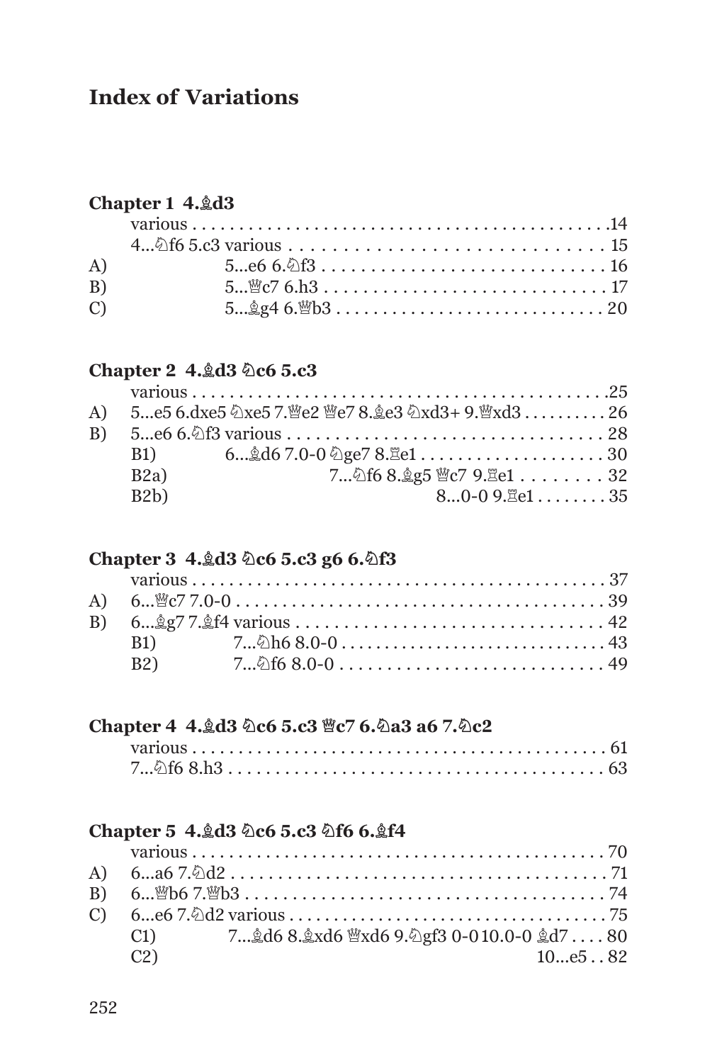# Index of Variations

**Chapter 1 4.♗d3**

| | | |
|---|---|---|
| | various | 14 |
| | 4...♘f6 5.c3 various | 15 |
| A) | 5...e6 6.♘f3 | 16 |
| B) | 5...♕c7 6.h3 | 17 |
| C) | 5...♗g4 6.♕b3 | 20 |

**Chapter 2 4.♗d3 ♘c6 5.c3**

| | | |
|---|---|---|
| | various | 25 |
| A) | 5...e5 6.dxe5 ♘xe5 7.♕e2 ♕e7 8.♗e3 ♘xd3+ 9.♕xd3 | 26 |
| B) | 5...e6 6.♘f3 various | 28 |
| B1) | 6...♗d6 7.0-0 ♘ge7 8.♖e1 | 30 |
| B2a) | 7...♘f6 8.♗g5 ♕c7 9.♖e1 | 32 |
| B2b) | 8...0-0 9.♖e1 | 35 |

**Chapter 3 4.♗d3 ♘c6 5.c3 g6 6.♘f3**

| | | |
|---|---|---|
| | various | 37 |
| A) | 6...♕c7 7.0-0 | 39 |
| B) | 6...♗g7 7.♗f4 various | 42 |
| B1) | 7...♘h6 8.0-0 | 43 |
| B2) | 7...♘f6 8.0-0 | 49 |

**Chapter 4 4.♗d3 ♘c6 5.c3 ♕c7 6.♘a3 a6 7.♘c2**

| | |
|---|---|
| various | 61 |
| 7...♘f6 8.h3 | 63 |

**Chapter 5 4.♗d3 ♘c6 5.c3 ♘f6 6.♗f4**

| | | |
|---|---|---|
| | various | 70 |
| A) | 6...a6 7.♘d2 | 71 |
| B) | 6...♕b6 7.♕b3 | 74 |
| C) | 6...e6 7.♘d2 various | 75 |
| C1) | 7...♗d6 8.♗xd6 ♕xd6 9.♘gf3 0-0 10.0-0 ♗d7 | 80 |
| C2) | 10...e5 | 82 |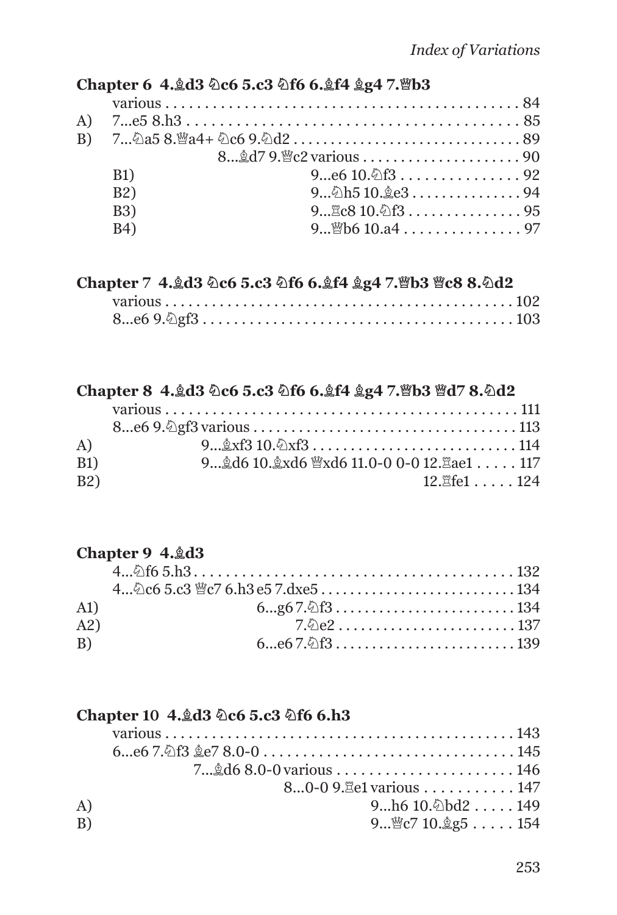### Chapter 6 4.♗d3 ♘c6 5.c3 ♘f6 6.♗f4 ♗g4 7.♕b3

various . . . . . . . . . . . . . . . . . . . . . . . . . . . . . . . . . . . . . . . . . . . . . 84

A) 7...e5 8.h3 . . . . . . . . . . . . . . . . . . . . . . . . . . . . . . . . . . . . . . . . . . 85

B) 7...♘a5 8.♕a4+ ♘c6 9.♘d2 . . . . . . . . . . . . . . . . . . . . . . . . . . . . . . 89

8...♗d7 9.♕c2 various . . . . . . . . . . . . . . . . . . . . . 90

B1) 9...e6 10.♘f3 . . . . . . . . . . . . . . . 92

B2) 9...♘h5 10.♗e3 . . . . . . . . . . . . . . . 94

B3) 9...♖c8 10.♘f3 . . . . . . . . . . . . . . . 95

B4) 9...♕b6 10.a4 . . . . . . . . . . . . . . . 97

### Chapter 7 4.♗d3 ♘c6 5.c3 ♘f6 6.♗f4 ♗g4 7.♕b3 ♕c8 8.♘d2

various . . . . . . . . . . . . . . . . . . . . . . . . . . . . . . . . . . . . . . . . . . . . . 102

8...e6 9.♘gf3 . . . . . . . . . . . . . . . . . . . . . . . . . . . . . . . . . . . . . . . 103

### Chapter 8 4.♗d3 ♘c6 5.c3 ♘f6 6.♗f4 ♗g4 7.♕b3 ♕d7 8.♘d2

various . . . . . . . . . . . . . . . . . . . . . . . . . . . . . . . . . . . . . . . . . . . . . 111

8...e6 9.♘gf3 various . . . . . . . . . . . . . . . . . . . . . . . . . . . . . . . . . . 113

A) 9...♗xf3 10.♘xf3 . . . . . . . . . . . . . . . . . . . . . . . . . . 114

B1) 9...♗d6 10.♗xd6 ♕xd6 11.0-0 0-0 12.♖ae1 . . . . . 117

B2) 12.♖fe1 . . . . . 124

### Chapter 9 4.♗d3

4...♘f6 5.h3 . . . . . . . . . . . . . . . . . . . . . . . . . . . . . . . . . . . . . . . . . 132

4...♘c6 5.c3 ♕c7 6.h3 e5 7.dxe5 . . . . . . . . . . . . . . . . . . . . . . . . . . 134

A1) 6...g6 7.♘f3 . . . . . . . . . . . . . . . . . . . . . . . . 134

A2) 7.♘e2 . . . . . . . . . . . . . . . . . . . . . . . . 137

B) 6...e6 7.♘f3 . . . . . . . . . . . . . . . . . . . . . . . . 139

### Chapter 10 4.♗d3 ♘c6 5.c3 ♘f6 6.h3

various . . . . . . . . . . . . . . . . . . . . . . . . . . . . . . . . . . . . . . . . . . . . . 143

6...e6 7.♘f3 ♗e7 8.0-0 . . . . . . . . . . . . . . . . . . . . . . . . . . . . . . . . 145

7...♗d6 8.0-0 various . . . . . . . . . . . . . . . . . . . . . . 146

8...0-0 9.♖e1 various . . . . . . . . . . . 147

A) 9...h6 10.♘bd2 . . . . . 149

B) 9...♕c7 10.♗g5 . . . . . 154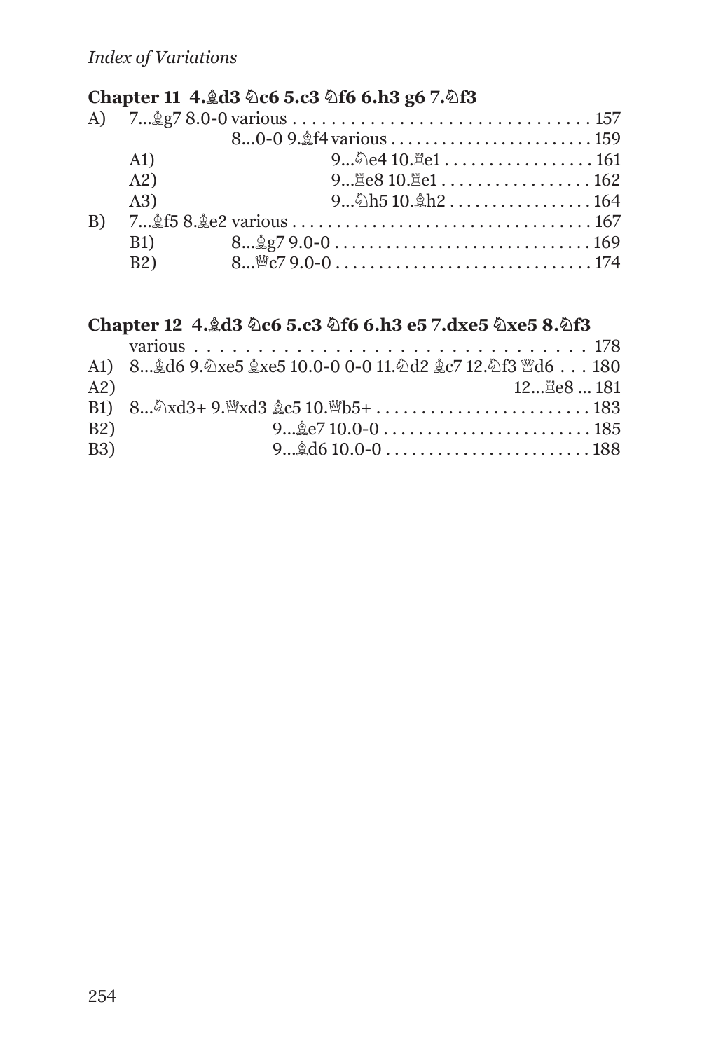## Chapter 11 4.♗d3 ♘c6 5.c3 ♘f6 6.h3 g6 7.♘f3

| | | | |
|---|---|---|---|
| A) | 7...♗g7 8.0-0 various | | 157 |
| | | 8...0-0 9.♗f4 various | 159 |
| | A1) | 9...♘e4 10.♖e1 | 161 |
| | A2) | 9...♖e8 10.♖e1 | 162 |
| | A3) | 9...♘h5 10.♗h2 | 164 |
| B) | 7...♗f5 8.♗e2 various | | 167 |
| | B1) | 8...♗g7 9.0-0 | 169 |
| | B2) | 8...♕c7 9.0-0 | 174 |

## Chapter 12 4.♗d3 ♘c6 5.c3 ♘f6 6.h3 e5 7.dxe5 ♘xe5 8.♘f3

| | | |
|---|---|---|
| | various | 178 |
| A1) | 8...♗d6 9.♘xe5 ♗xe5 10.0-0 0-0 11.♘d2 ♗c7 12.♘f3 ♕d6 | 180 |
| A2) | 12...♖e8 | 181 |
| B1) | 8...♘xd3+ 9.♕xd3 ♗c5 10.♕b5+ | 183 |
| B2) | 9...♗e7 10.0-0 | 185 |
| B3) | 9...♗d6 10.0-0 | 188 |